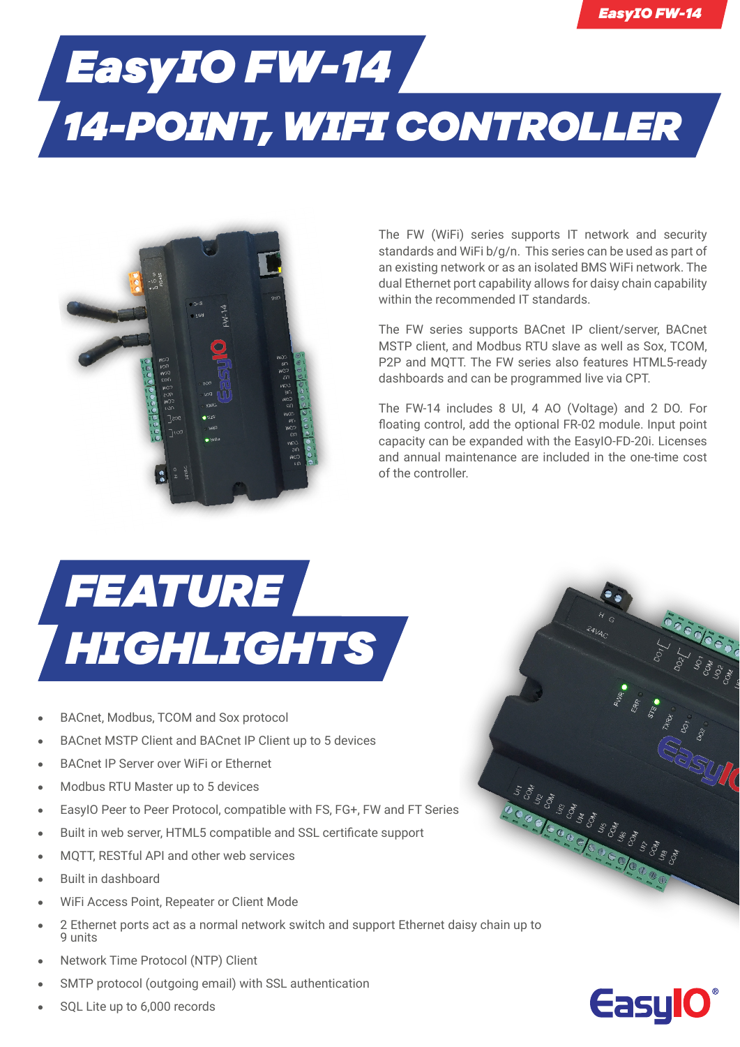# EasyIO FW-14

# 14-POINT, WIFI CONTROLLER

The FW (WiFi) series supports IT network and security standards and WiFi b/g/n. This series can be used as part of an existing network or as an isolated BMS WiFi network. The dual Ethernet port capability allows for daisy chain capability within the recommended IT standards.

The FW series supports BACnet IP client/server, BACnet MSTP client, and Modbus RTU slave as well as Sox, TCOM, P2P and MQTT. The FW series also features HTML5-ready dashboards and can be programmed live via CPT.

The FW-14 includes 8 UI, 4 AO (Voltage) and 2 DO. For floating control, add the optional FR-02 module. Input point capacity can be expanded with the EasyIO-FD-20i. Licenses and annual maintenance are included in the one-time cost of the controller.

## FEATURE HIGHLIGHTS

- BACnet, Modbus, TCOM and Sox protocol
- BACnet MSTP Client and BACnet IP Client up to 5 devices
- BACnet IP Server over WiFi or Ethernet
- Modbus RTU Master up to 5 devices
- EasyIO Peer to Peer Protocol, compatible with FS, FG+, FW and FT Series
- Built in web server, HTML5 compatible and SSL certificate support
- MQTT, RESTful API and other web services
- Built in dashboard
- WiFi Access Point, Repeater or Client Mode
- 2 Ethernet ports act as a normal network switch and support Ethernet daisy chain up to 9 units
- Network Time Protocol (NTP) Client
- SMTP protocol (outgoing email) with SSL authentication
- SQL Lite up to 6,000 records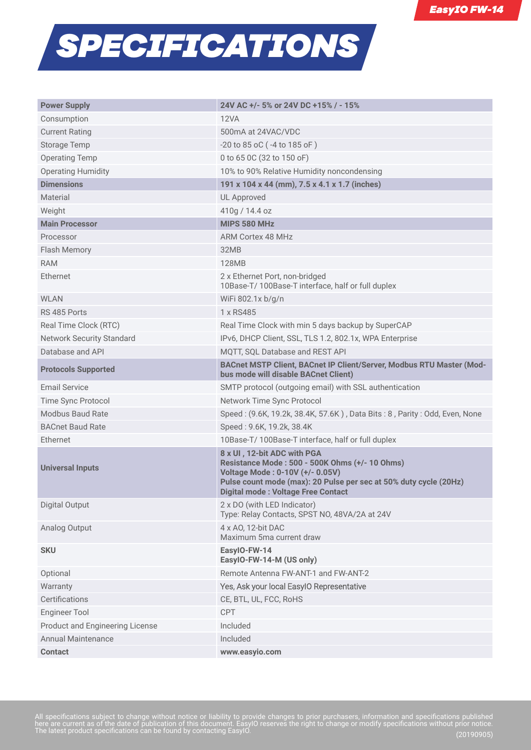# SPECIFICATIONS

| | |
|---|---|
| **Power Supply** | **24V AC +/- 5% or 24V DC +15% / - 15%** |
| Consumption | 12VA |
| Current Rating | 500mA at 24VAC/VDC |
| Storage Temp | -20 to 85 oC ( -4 to 185 oF ) |
| Operating Temp | 0 to 65 0C (32 to 150 oF) |
| Operating Humidity | 10% to 90% Relative Humidity noncondensing |
| **Dimensions** | **191 x 104 x 44 (mm), 7.5 x 4.1 x 1.7 (inches)** |
| Material | UL Approved |
| Weight | 410g / 14.4 oz |
| **Main Processor** | **MIPS 580 MHz** |
| Processor | ARM Cortex 48 MHz |
| Flash Memory | 32MB |
| RAM | 128MB |
| Ethernet | 2 x Ethernet Port, non-bridged<br>10Base-T/ 100Base-T interface, half or full duplex |
| WLAN | WiFi 802.1x b/g/n |
| RS 485 Ports | 1 x RS485 |
| Real Time Clock (RTC) | Real Time Clock with min 5 days backup by SuperCAP |
| Network Security Standard | IPv6, DHCP Client, SSL, TLS 1.2, 802.1x, WPA Enterprise |
| Database and API | MQTT, SQL Database and REST API |
| **Protocols Supported** | **BACnet MSTP Client, BACnet IP Client/Server, Modbus RTU Master (Mod-bus mode will disable BACnet Client)** |
| Email Service | SMTP protocol (outgoing email) with SSL authentication |
| Time Sync Protocol | Network Time Sync Protocol |
| Modbus Baud Rate | Speed : (9.6K, 19.2k, 38.4K, 57.6K ) , Data Bits : 8 , Parity : Odd, Even, None |
| BACnet Baud Rate | Speed : 9.6K, 19.2k, 38.4K |
| Ethernet | 10Base-T/ 100Base-T interface, half or full duplex |
| **Universal Inputs** | **8 x UI , 12-bit ADC with PGA**<br>**Resistance Mode : 500 - 500K Ohms (+/- 10 Ohms)**<br>**Voltage Mode : 0-10V (+/- 0.05V)**<br>**Pulse count mode (max): 20 Pulse per sec at 50% duty cycle (20Hz)**<br>**Digital mode : Voltage Free Contact** |
| Digital Output | 2 x DO (with LED Indicator)<br>Type: Relay Contacts, SPST NO, 48VA/2A at 24V |
| Analog Output | 4 x AO, 12-bit DAC<br>Maximum 5ma current draw |
| **SKU** | **EasyIO-FW-14**<br>**EasyIO-FW-14-M (US only)** |
| Optional | Remote Antenna FW-ANT-1 and FW-ANT-2 |
| Warranty | Yes, Ask your local EasyIO Representative |
| Certifications | CE, BTL, UL, FCC, RoHS |
| Engineer Tool | CPT |
| Product and Engineering License | Included |
| Annual Maintenance | Included |
| **Contact** | **www.easyio.com** |

All specifications subject to change without notice or liability to provide changes to prior purchasers, information and specifications published here are current as of the date of publication of this document. EasyIO reserves the right to change or modify specifications without prior notice. The latest product specifications can be found by contacting EasyIO.

(20190905)